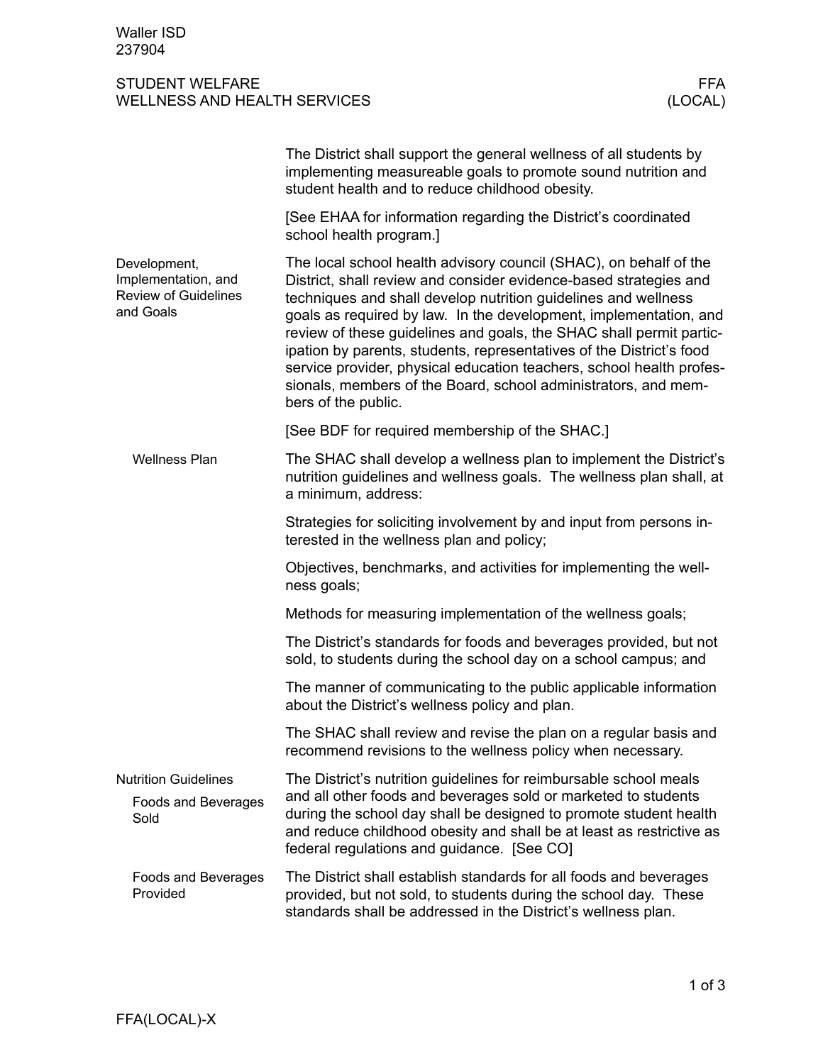Waller ISD
237904

# STUDENT WELFARE
# WELLNESS AND HEALTH SERVICES

FFA (LOCAL)

The District shall support the general wellness of all students by implementing measureable goals to promote sound nutrition and student health and to reduce childhood obesity.

[See EHAA for information regarding the District's coordinated school health program.]

## Development, Implementation, and Review of Guidelines and Goals

The local school health advisory council (SHAC), on behalf of the District, shall review and consider evidence-based strategies and techniques and shall develop nutrition guidelines and wellness goals as required by law. In the development, implementation, and review of these guidelines and goals, the SHAC shall permit participation by parents, students, representatives of the District's food service provider, physical education teachers, school health professionals, members of the Board, school administrators, and members of the public.

[See BDF for required membership of the SHAC.]

### Wellness Plan

The SHAC shall develop a wellness plan to implement the District's nutrition guidelines and wellness goals. The wellness plan shall, at a minimum, address:

Strategies for soliciting involvement by and input from persons interested in the wellness plan and policy;

Objectives, benchmarks, and activities for implementing the wellness goals;

Methods for measuring implementation of the wellness goals;

The District's standards for foods and beverages provided, but not sold, to students during the school day on a school campus; and

The manner of communicating to the public applicable information about the District's wellness policy and plan.

The SHAC shall review and revise the plan on a regular basis and recommend revisions to the wellness policy when necessary.

## Nutrition Guidelines

### Foods and Beverages Sold

The District's nutrition guidelines for reimbursable school meals and all other foods and beverages sold or marketed to students during the school day shall be designed to promote student health and reduce childhood obesity and shall be at least as restrictive as federal regulations and guidance. [See CO]

### Foods and Beverages Provided

The District shall establish standards for all foods and beverages provided, but not sold, to students during the school day. These standards shall be addressed in the District's wellness plan.

FFA(LOCAL)-X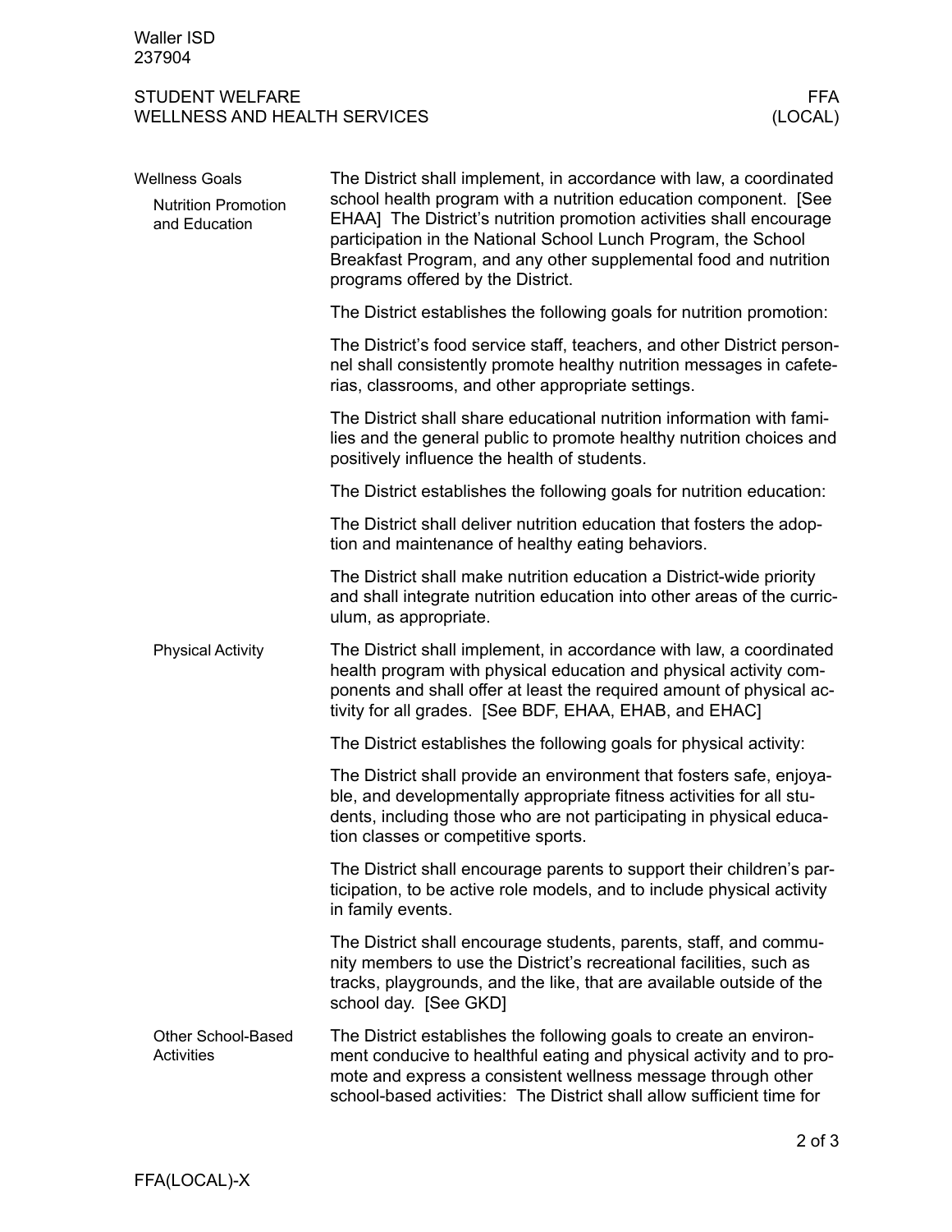## Wellness Goals

### Nutrition Promotion and Education

The District shall implement, in accordance with law, a coordinated school health program with a nutrition education component. [See EHAA] The District's nutrition promotion activities shall encourage participation in the National School Lunch Program, the School Breakfast Program, and any other supplemental food and nutrition programs offered by the District.

The District establishes the following goals for nutrition promotion:

The District's food service staff, teachers, and other District personnel shall consistently promote healthy nutrition messages in cafeterias, classrooms, and other appropriate settings.

The District shall share educational nutrition information with families and the general public to promote healthy nutrition choices and positively influence the health of students.

The District establishes the following goals for nutrition education:

The District shall deliver nutrition education that fosters the adoption and maintenance of healthy eating behaviors.

The District shall make nutrition education a District-wide priority and shall integrate nutrition education into other areas of the curriculum, as appropriate.

### Physical Activity

The District shall implement, in accordance with law, a coordinated health program with physical education and physical activity components and shall offer at least the required amount of physical activity for all grades. [See BDF, EHAA, EHAB, and EHAC]

The District establishes the following goals for physical activity:

The District shall provide an environment that fosters safe, enjoyable, and developmentally appropriate fitness activities for all students, including those who are not participating in physical education classes or competitive sports.

The District shall encourage parents to support their children's participation, to be active role models, and to include physical activity in family events.

The District shall encourage students, parents, staff, and community members to use the District's recreational facilities, such as tracks, playgrounds, and the like, that are available outside of the school day. [See GKD]

### Other School-Based Activities

The District establishes the following goals to create an environment conducive to healthful eating and physical activity and to promote and express a consistent wellness message through other school-based activities: The District shall allow sufficient time for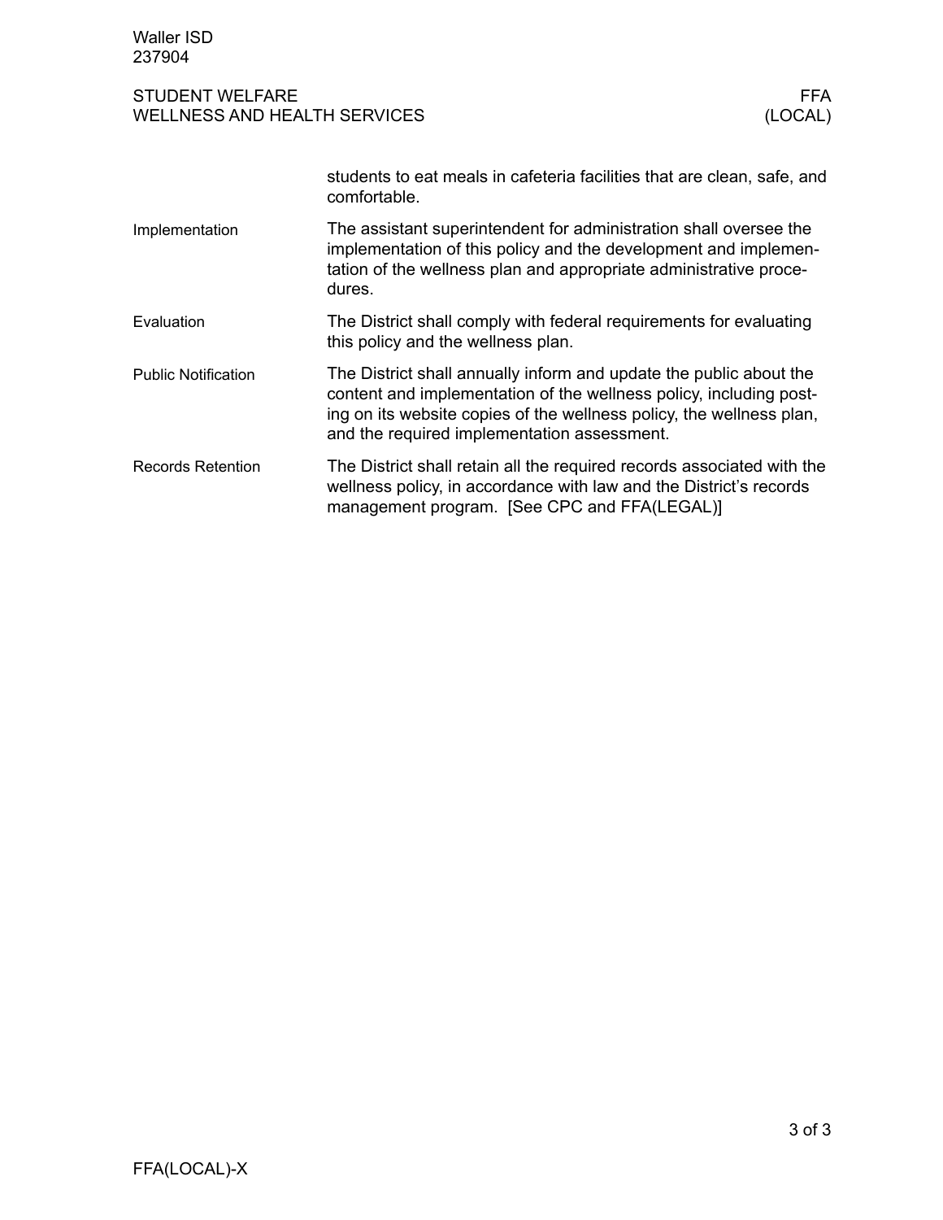students to eat meals in cafeteria facilities that are clean, safe, and comfortable.

**Implementation**

The assistant superintendent for administration shall oversee the implementation of this policy and the development and implementation of the wellness plan and appropriate administrative procedures.

**Evaluation**

The District shall comply with federal requirements for evaluating this policy and the wellness plan.

**Public Notification**

The District shall annually inform and update the public about the content and implementation of the wellness policy, including posting on its website copies of the wellness policy, the wellness plan, and the required implementation assessment.

**Records Retention**

The District shall retain all the required records associated with the wellness policy, in accordance with law and the District's records management program. [See CPC and FFA(LEGAL)]